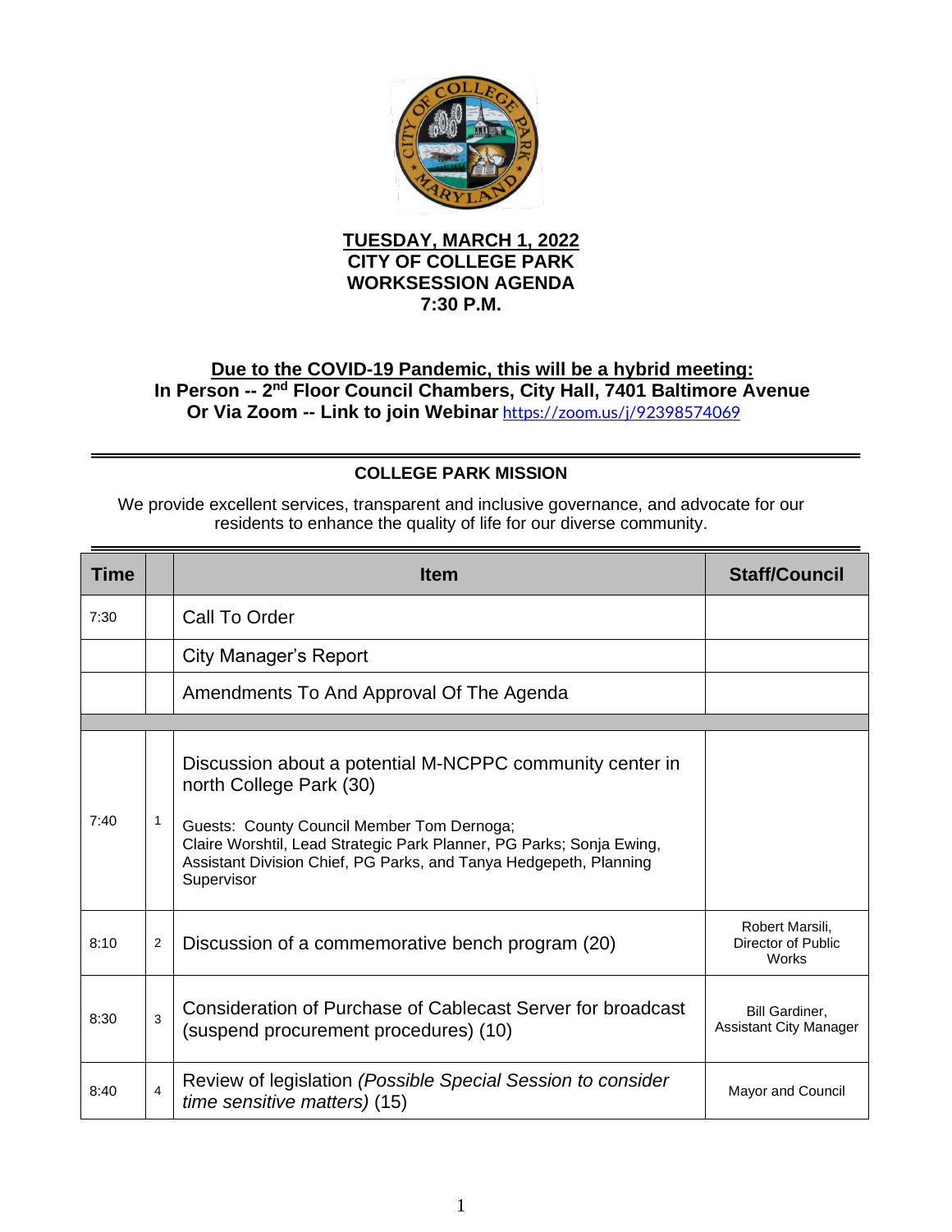**TUESDAY, MARCH 1, 2022**
**CITY OF COLLEGE PARK**
**WORKSESSION AGENDA**
**7:30 P.M.**

**Due to the COVID-19 Pandemic, this will be a hybrid meeting:**
**In Person -- 2nd Floor Council Chambers, City Hall, 7401 Baltimore Avenue**
**Or Via Zoom -- Link to join Webinar** https://zoom.us/j/92398574069

---

## COLLEGE PARK MISSION

We provide excellent services, transparent and inclusive governance, and advocate for our residents to enhance the quality of life for our diverse community.

---

| Time | | Item | Staff/Council |
|---|---|---|---|
| 7:30 | | Call To Order | |
| | | City Manager's Report | |
| | | Amendments To And Approval Of The Agenda | |
| | | | |
| 7:40 | 1 | Discussion about a potential M-NCPPC community center in north College Park (30)<br><br>Guests: County Council Member Tom Dernoga; Claire Worshtil, Lead Strategic Park Planner, PG Parks; Sonja Ewing, Assistant Division Chief, PG Parks, and Tanya Hedgepeth, Planning Supervisor | |
| 8:10 | 2 | Discussion of a commemorative bench program (20) | Robert Marsili, Director of Public Works |
| 8:30 | 3 | Consideration of Purchase of Cablecast Server for broadcast (suspend procurement procedures) (10) | Bill Gardiner, Assistant City Manager |
| 8:40 | 4 | Review of legislation *(Possible Special Session to consider time sensitive matters)* (15) | Mayor and Council |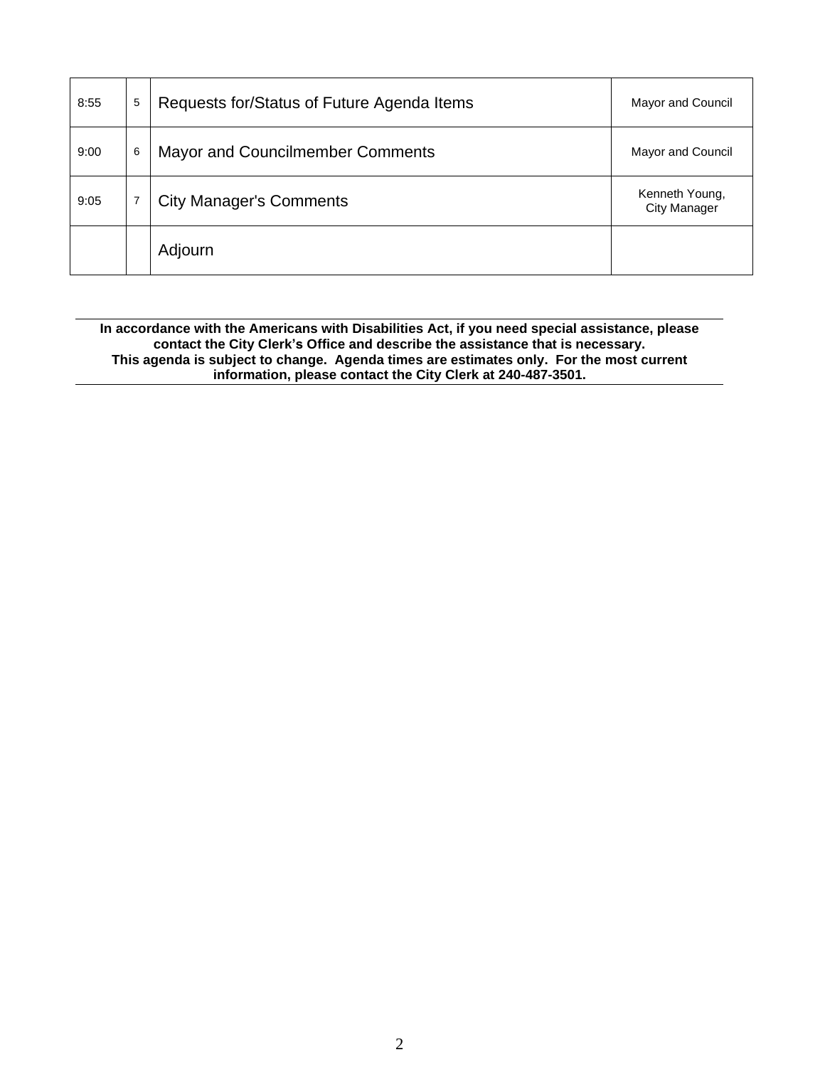| | | | |
|---|---|---|---|
| 8:55 | 5 | Requests for/Status of Future Agenda Items | Mayor and Council |
| 9:00 | 6 | Mayor and Councilmember Comments | Mayor and Council |
| 9:05 | 7 | City Manager's Comments | Kenneth Young, City Manager |
| | | Adjourn | |

---

**In accordance with the Americans with Disabilities Act, if you need special assistance, please contact the City Clerk's Office and describe the assistance that is necessary.**
**This agenda is subject to change. Agenda times are estimates only. For the most current information, please contact the City Clerk at 240-487-3501.**

---